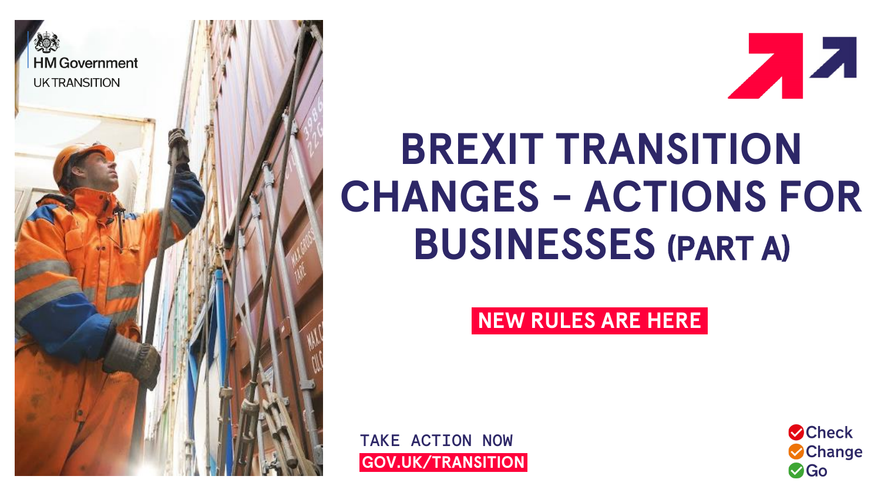HM Government

UK TRANSITION

# BREXIT TRANSITION CHANGES – ACTIONS FOR BUSINESSES (PART A)

**NEW RULES ARE HERE**

TAKE ACTION NOW

**GOV.UK/TRANSITION**

Check
Change
Go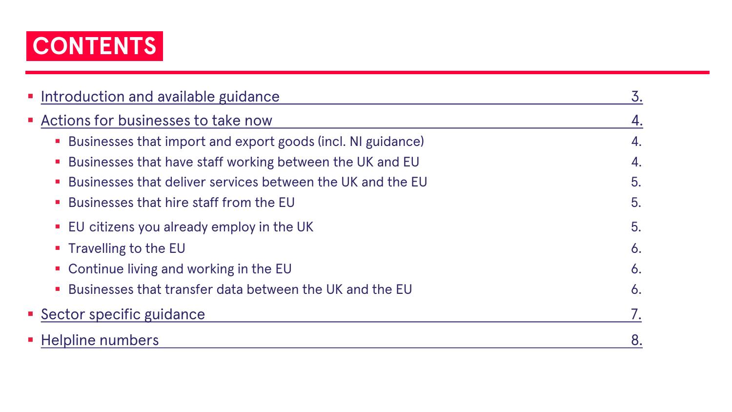# CONTENTS

- Introduction and available guidance 3.
- Actions for businesses to take now 4.
  - Businesses that import and export goods (incl. NI guidance) 4.
  - Businesses that have staff working between the UK and EU 4.
  - Businesses that deliver services between the UK and the EU 5.
  - Businesses that hire staff from the EU 5.
  - EU citizens you already employ in the UK 5.
  - Travelling to the EU 6.
  - Continue living and working in the EU 6.
  - Businesses that transfer data between the UK and the EU 6.
- Sector specific guidance 7.
- Helpline numbers 8.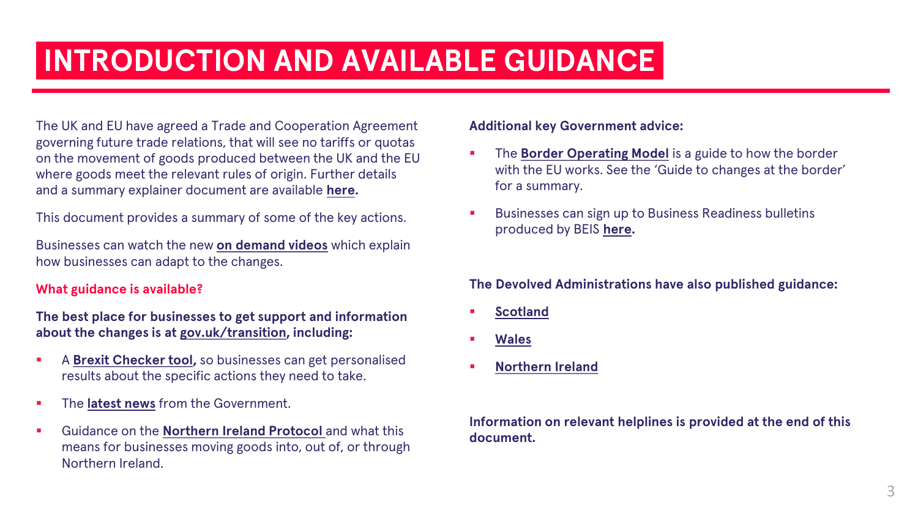# INTRODUCTION AND AVAILABLE GUIDANCE

The UK and EU have agreed a Trade and Cooperation Agreement governing future trade relations, that will see no tariffs or quotas on the movement of goods produced between the UK and the EU where goods meet the relevant rules of origin. Further details and a summary explainer document are available **here.**

This document provides a summary of some of the key actions.

Businesses can watch the new **on demand videos** which explain how businesses can adapt to the changes.

**What guidance is available?**

**The best place for businesses to get support and information about the changes is at gov.uk/transition, including:**

- A **Brexit Checker tool,** so businesses can get personalised results about the specific actions they need to take.
- The **latest news** from the Government.
- Guidance on the **Northern Ireland Protocol** and what this means for businesses moving goods into, out of, or through Northern Ireland.

**Additional key Government advice:**

- The **Border Operating Model** is a guide to how the border with the EU works. See the 'Guide to changes at the border' for a summary.
- Businesses can sign up to Business Readiness bulletins produced by BEIS **here.**

**The Devolved Administrations have also published guidance:**

- **Scotland**
- **Wales**
- **Northern Ireland**

**Information on relevant helplines is provided at the end of this document.**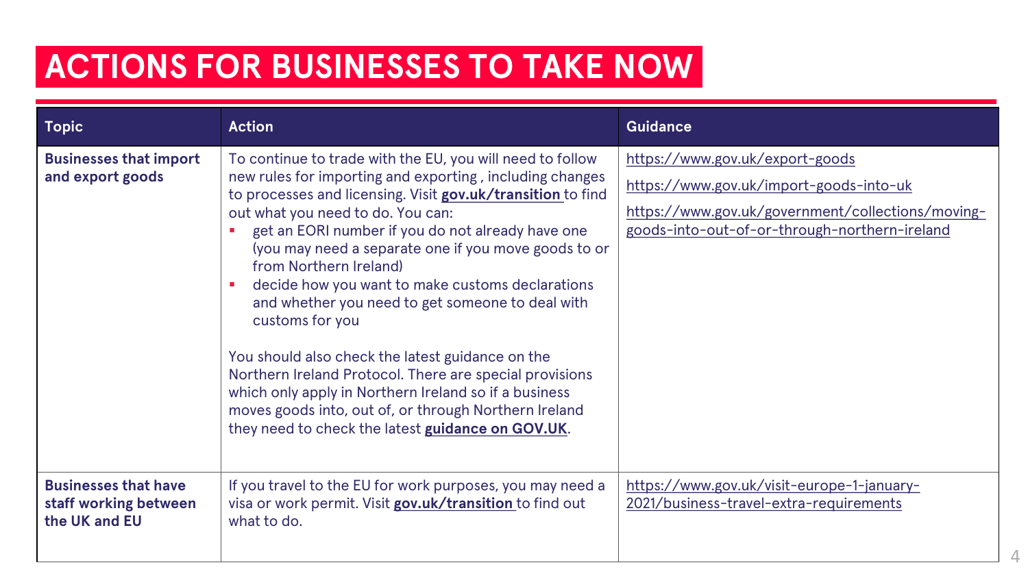# ACTIONS FOR BUSINESSES TO TAKE NOW

| Topic | Action | Guidance |
| --- | --- | --- |
| **Businesses that import and export goods** | To continue to trade with the EU, you will need to follow new rules for importing and exporting , including changes to processes and licensing. Visit **gov.uk/transition** to find out what you need to do. You can:<br>▪ get an EORI number if you do not already have one (you may need a separate one if you move goods to or from Northern Ireland)<br>▪ decide how you want to make customs declarations and whether you need to get someone to deal with customs for you<br><br>You should also check the latest guidance on the Northern Ireland Protocol. There are special provisions which only apply in Northern Ireland so if a business moves goods into, out of, or through Northern Ireland they need to check the latest **guidance on GOV.UK**. | https://www.gov.uk/export-goods<br>https://www.gov.uk/import-goods-into-uk<br>https://www.gov.uk/government/collections/moving-goods-into-out-of-or-through-northern-ireland |
| **Businesses that have staff working between the UK and EU** | If you travel to the EU for work purposes, you may need a visa or work permit. Visit **gov.uk/transition** to find out what to do. | https://www.gov.uk/visit-europe-1-january-2021/business-travel-extra-requirements |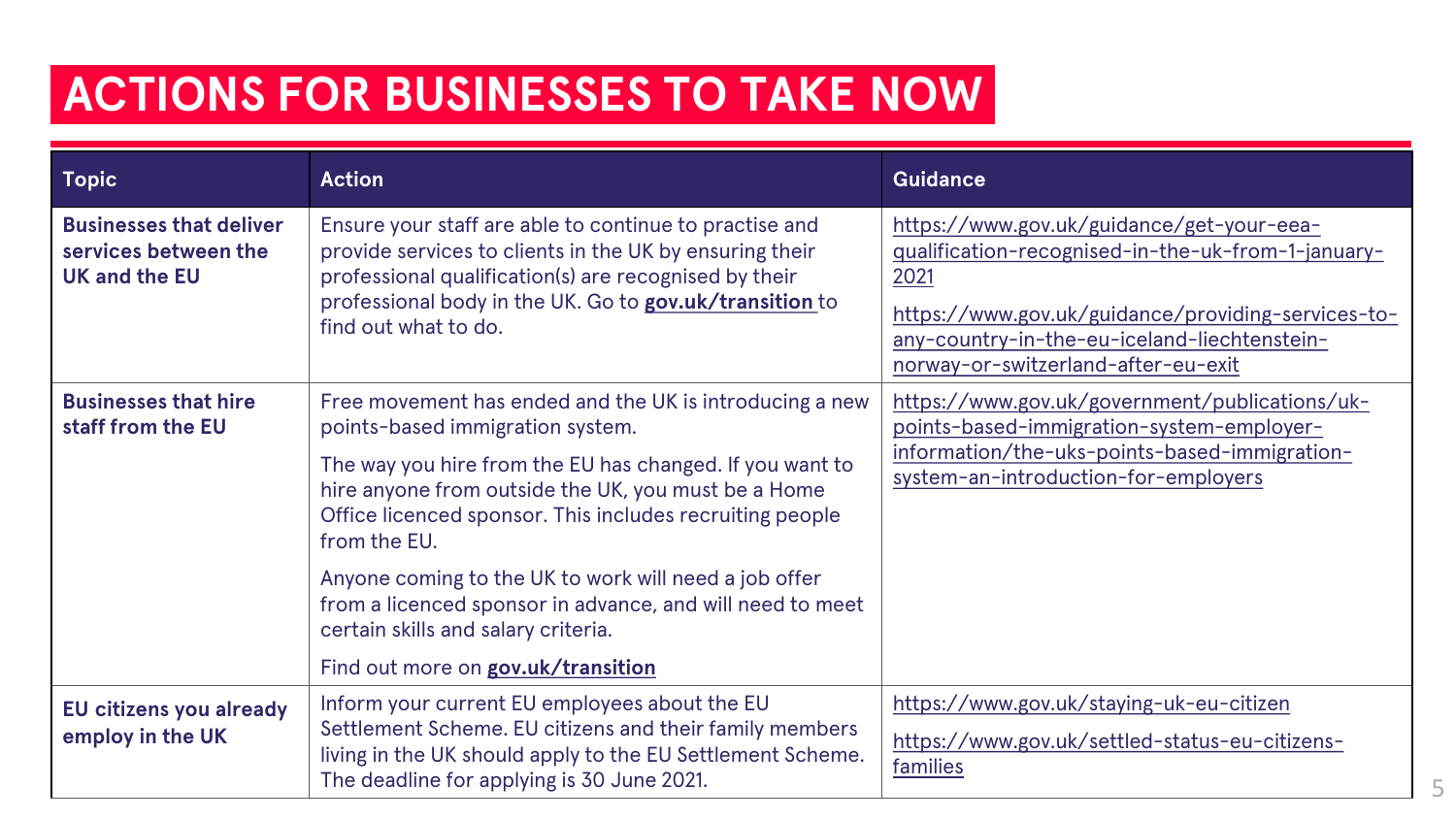# ACTIONS FOR BUSINESSES TO TAKE NOW

| Topic | Action | Guidance |
| --- | --- | --- |
| **Businesses that deliver services between the UK and the EU** | Ensure your staff are able to continue to practise and provide services to clients in the UK by ensuring their professional qualification(s) are recognised by their professional body in the UK. Go to **gov.uk/transition** to find out what to do. | https://www.gov.uk/guidance/get-your-eea-qualification-recognised-in-the-uk-from-1-january-2021<br><br>https://www.gov.uk/guidance/providing-services-to-any-country-in-the-eu-iceland-liechtenstein-norway-or-switzerland-after-eu-exit |
| **Businesses that hire staff from the EU** | Free movement has ended and the UK is introducing a new points-based immigration system.<br><br>The way you hire from the EU has changed. If you want to hire anyone from outside the UK, you must be a Home Office licenced sponsor. This includes recruiting people from the EU.<br><br>Anyone coming to the UK to work will need a job offer from a licenced sponsor in advance, and will need to meet certain skills and salary criteria.<br><br>Find out more on **gov.uk/transition** | https://www.gov.uk/government/publications/uk-points-based-immigration-system-employer-information/the-uks-points-based-immigration-system-an-introduction-for-employers |
| **EU citizens you already employ in the UK** | Inform your current EU employees about the EU Settlement Scheme. EU citizens and their family members living in the UK should apply to the EU Settlement Scheme. The deadline for applying is 30 June 2021. | https://www.gov.uk/staying-uk-eu-citizen<br><br>https://www.gov.uk/settled-status-eu-citizens-families |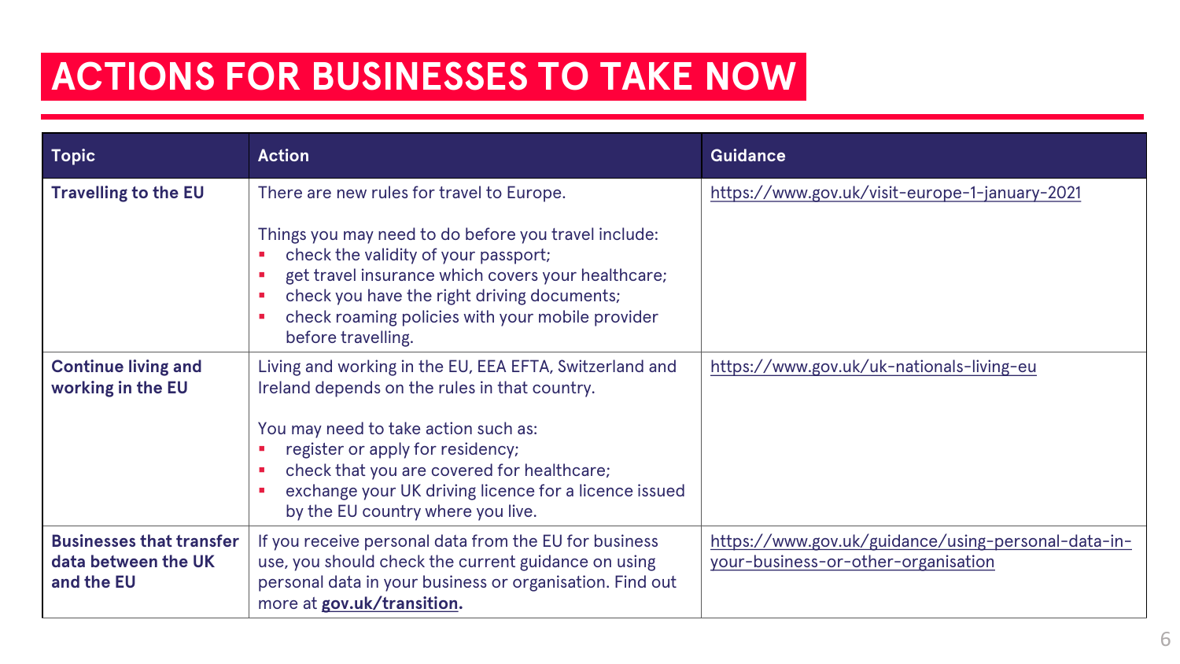# ACTIONS FOR BUSINESSES TO TAKE NOW

| Topic | Action | Guidance |
| --- | --- | --- |
| **Travelling to the EU** | There are new rules for travel to Europe.<br><br>Things you may need to do before you travel include:<br>- check the validity of your passport;<br>- get travel insurance which covers your healthcare;<br>- check you have the right driving documents;<br>- check roaming policies with your mobile provider before travelling. | https://www.gov.uk/visit-europe-1-january-2021 |
| **Continue living and working in the EU** | Living and working in the EU, EEA EFTA, Switzerland and Ireland depends on the rules in that country.<br><br>You may need to take action such as:<br>- register or apply for residency;<br>- check that you are covered for healthcare;<br>- exchange your UK driving licence for a licence issued by the EU country where you live. | https://www.gov.uk/uk-nationals-living-eu |
| **Businesses that transfer data between the UK and the EU** | If you receive personal data from the EU for business use, you should check the current guidance on using personal data in your business or organisation. Find out more at **gov.uk/transition.** | https://www.gov.uk/guidance/using-personal-data-in-your-business-or-other-organisation |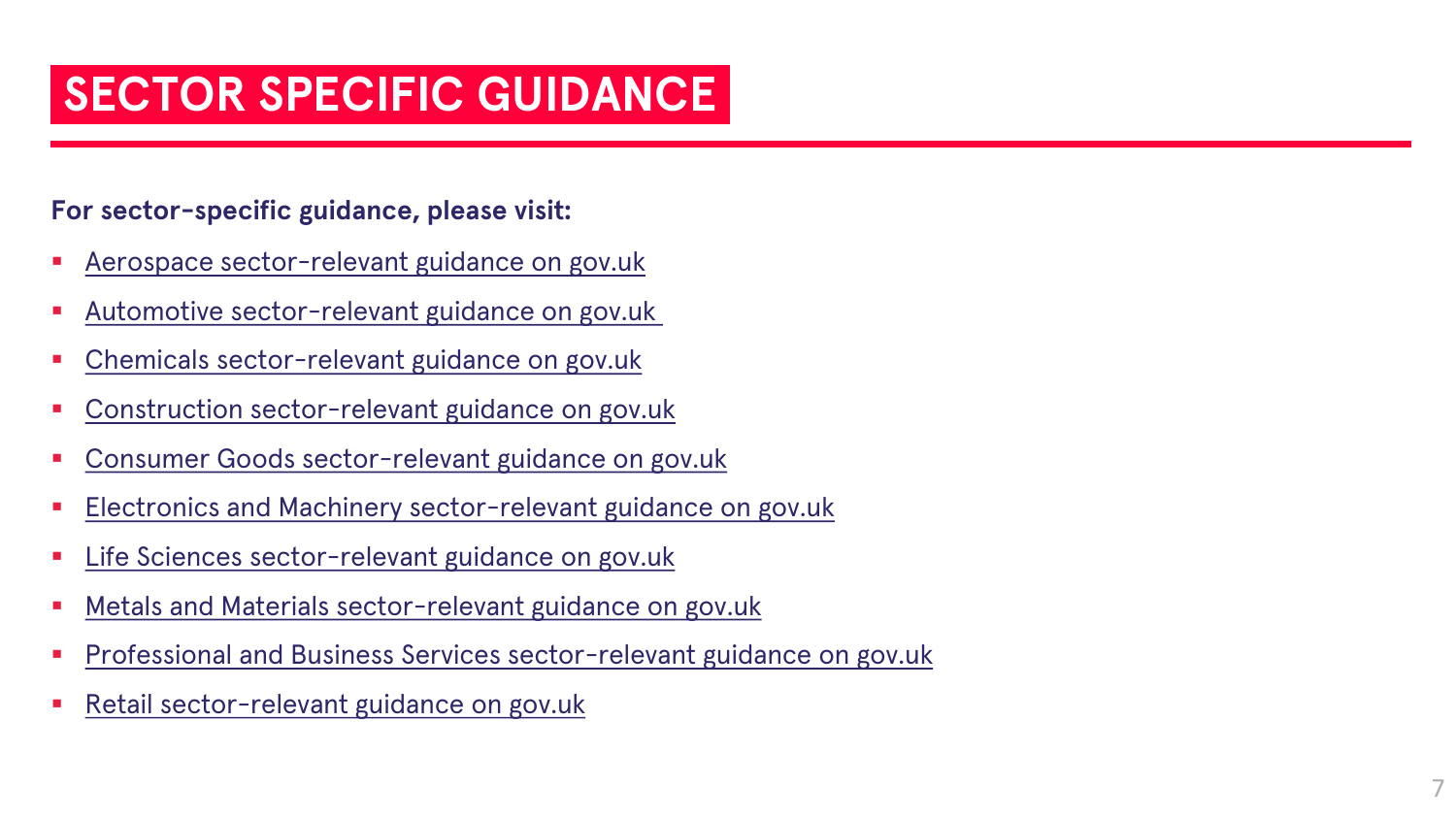# SECTOR SPECIFIC GUIDANCE

**For sector-specific guidance, please visit:**

- Aerospace sector-relevant guidance on gov.uk
- Automotive sector-relevant guidance on gov.uk
- Chemicals sector-relevant guidance on gov.uk
- Construction sector-relevant guidance on gov.uk
- Consumer Goods sector-relevant guidance on gov.uk
- Electronics and Machinery sector-relevant guidance on gov.uk
- Life Sciences sector-relevant guidance on gov.uk
- Metals and Materials sector-relevant guidance on gov.uk
- Professional and Business Services sector-relevant guidance on gov.uk
- Retail sector-relevant guidance on gov.uk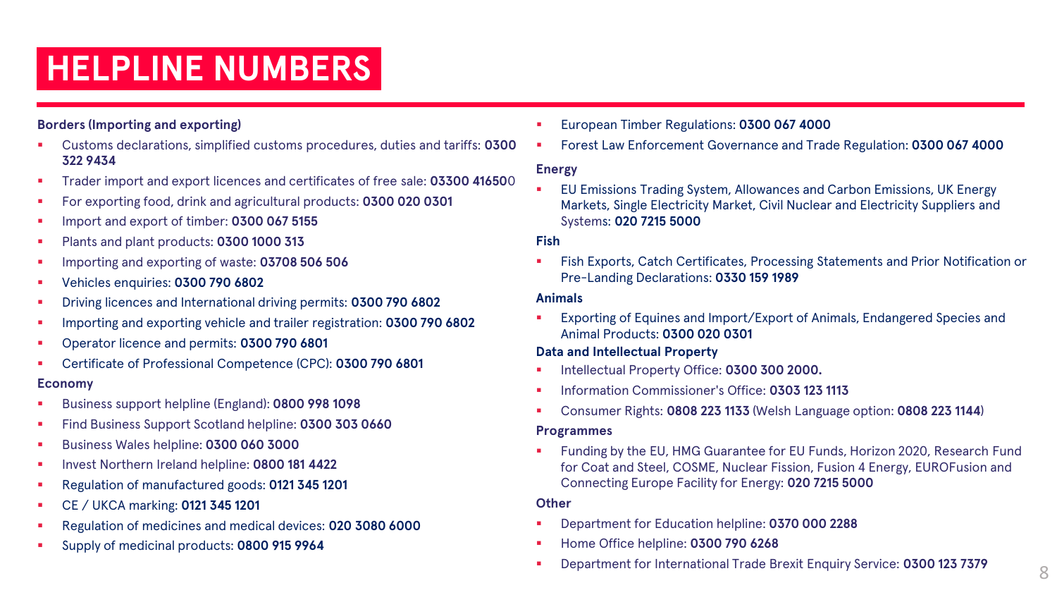# HELPLINE NUMBERS

**Borders (Importing and exporting)**

- Customs declarations, simplified customs procedures, duties and tariffs: **0300 322 9434**
- Trader import and export licences and certificates of free sale: **03300 416500**
- For exporting food, drink and agricultural products: **0300 020 0301**
- Import and export of timber: **0300 067 5155**
- Plants and plant products: **0300 1000 313**
- Importing and exporting of waste: **03708 506 506**
- Vehicles enquiries: **0300 790 6802**
- Driving licences and International driving permits: **0300 790 6802**
- Importing and exporting vehicle and trailer registration: **0300 790 6802**
- Operator licence and permits: **0300 790 6801**
- Certificate of Professional Competence (CPC): **0300 790 6801**

**Economy**

- Business support helpline (England): **0800 998 1098**
- Find Business Support Scotland helpline: **0300 303 0660**
- Business Wales helpline: **0300 060 3000**
- Invest Northern Ireland helpline: **0800 181 4422**
- Regulation of manufactured goods: **0121 345 1201**
- CE / UKCA marking: **0121 345 1201**
- Regulation of medicines and medical devices: **020 3080 6000**
- Supply of medicinal products: **0800 915 9964**
- European Timber Regulations: **0300 067 4000**
- Forest Law Enforcement Governance and Trade Regulation: **0300 067 4000**

**Energy**

- EU Emissions Trading System, Allowances and Carbon Emissions, UK Energy Markets, Single Electricity Market, Civil Nuclear and Electricity Suppliers and Systems: **020 7215 5000**

**Fish**

- Fish Exports, Catch Certificates, Processing Statements and Prior Notification or Pre-Landing Declarations: **0330 159 1989**

**Animals**

- Exporting of Equines and Import/Export of Animals, Endangered Species and Animal Products: **0300 020 0301**

**Data and Intellectual Property**

- Intellectual Property Office: **0300 300 2000.**
- Information Commissioner's Office: **0303 123 1113**
- Consumer Rights: **0808 223 1133** (Welsh Language option: **0808 223 1144**)

**Programmes**

- Funding by the EU, HMG Guarantee for EU Funds, Horizon 2020, Research Fund for Coat and Steel, COSME, Nuclear Fission, Fusion 4 Energy, EUROFusion and Connecting Europe Facility for Energy: **020 7215 5000**

**Other**

- Department for Education helpline: **0370 000 2288**
- Home Office helpline: **0300 790 6268**
- Department for International Trade Brexit Enquiry Service: **0300 123 7379**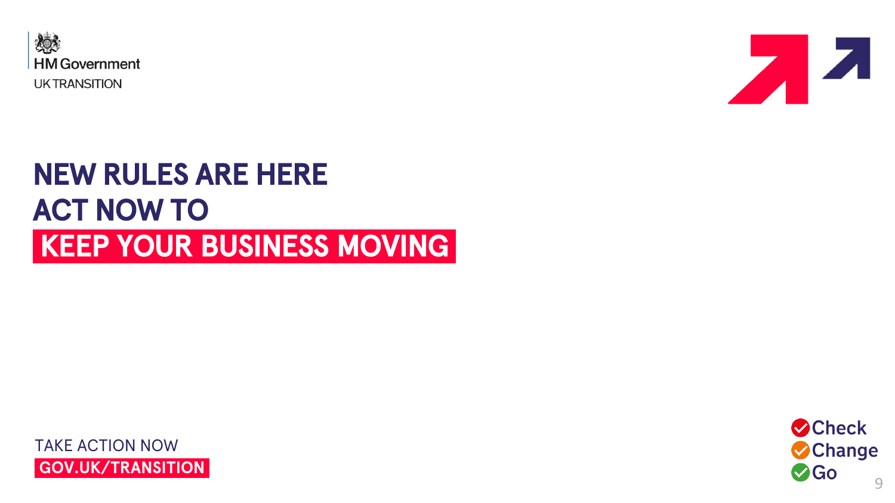HM Government

UK TRANSITION

# NEW RULES ARE HERE ACT NOW TO KEEP YOUR BUSINESS MOVING

TAKE ACTION NOW

**GOV.UK/TRANSITION**

Check

Change

Go